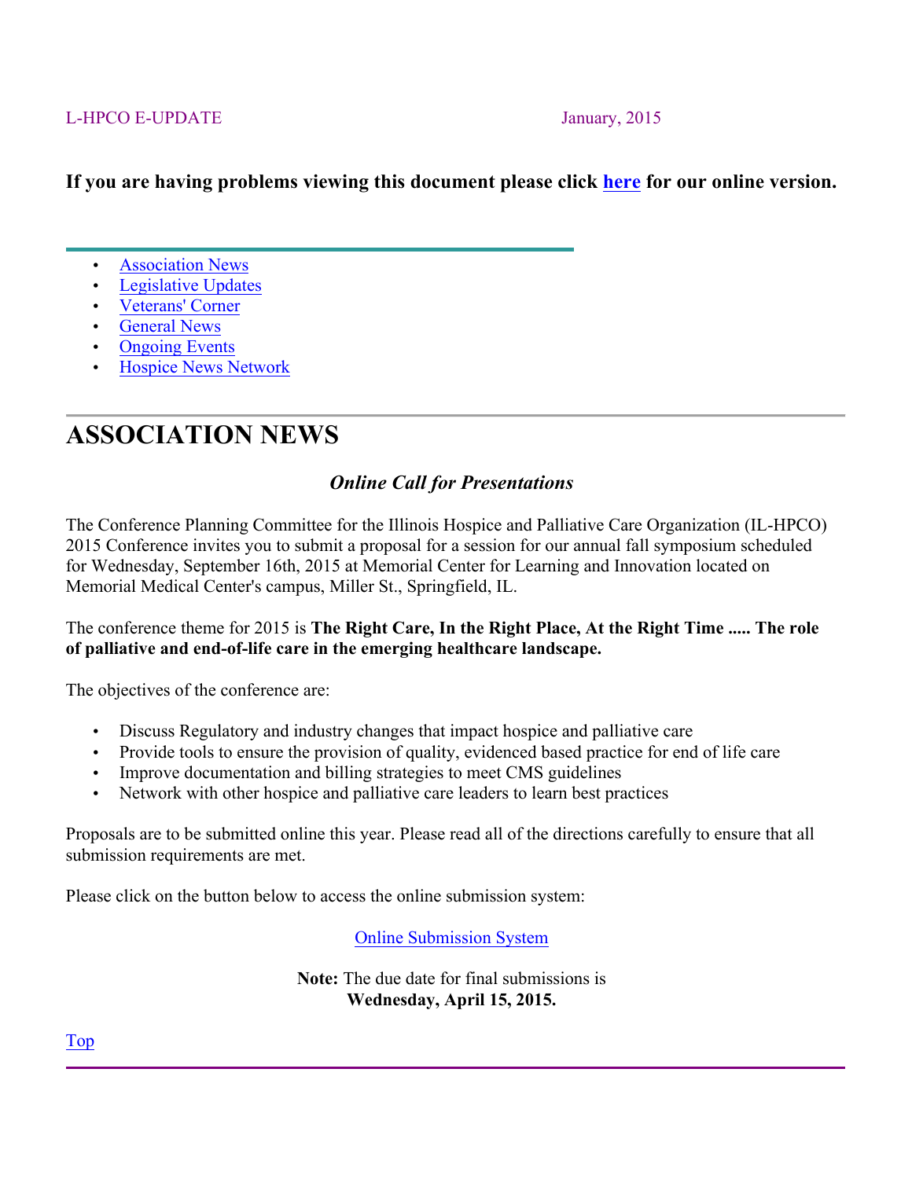L-HPCO E-UPDATE January, 2015

**If you are having problems viewing this document please click here for our online version.**

- Association News
- Legislative Updates
- Veterans' Corner
- General News
- Ongoing Events
- Hospice News Network

# ASSOCIATION NEWS

### *Online Call for Presentations*

The Conference Planning Committee for the Illinois Hospice and Palliative Care Organization (IL-HPCO) 2015 Conference invites you to submit a proposal for a session for our annual fall symposium scheduled for Wednesday, September 16th, 2015 at Memorial Center for Learning and Innovation located on Memorial Medical Center's campus, Miller St., Springfield, IL.

The conference theme for 2015 is **The Right Care, In the Right Place, At the Right Time ..... The role of palliative and end-of-life care in the emerging healthcare landscape.**

The objectives of the conference are:

- Discuss Regulatory and industry changes that impact hospice and palliative care
- Provide tools to ensure the provision of quality, evidenced based practice for end of life care
- Improve documentation and billing strategies to meet CMS guidelines
- Network with other hospice and palliative care leaders to learn best practices

Proposals are to be submitted online this year. Please read all of the directions carefully to ensure that all submission requirements are met.

Please click on the button below to access the online submission system:

Online Submission System

**Note:** The due date for final submissions is
**Wednesday, April 15, 2015.**

Top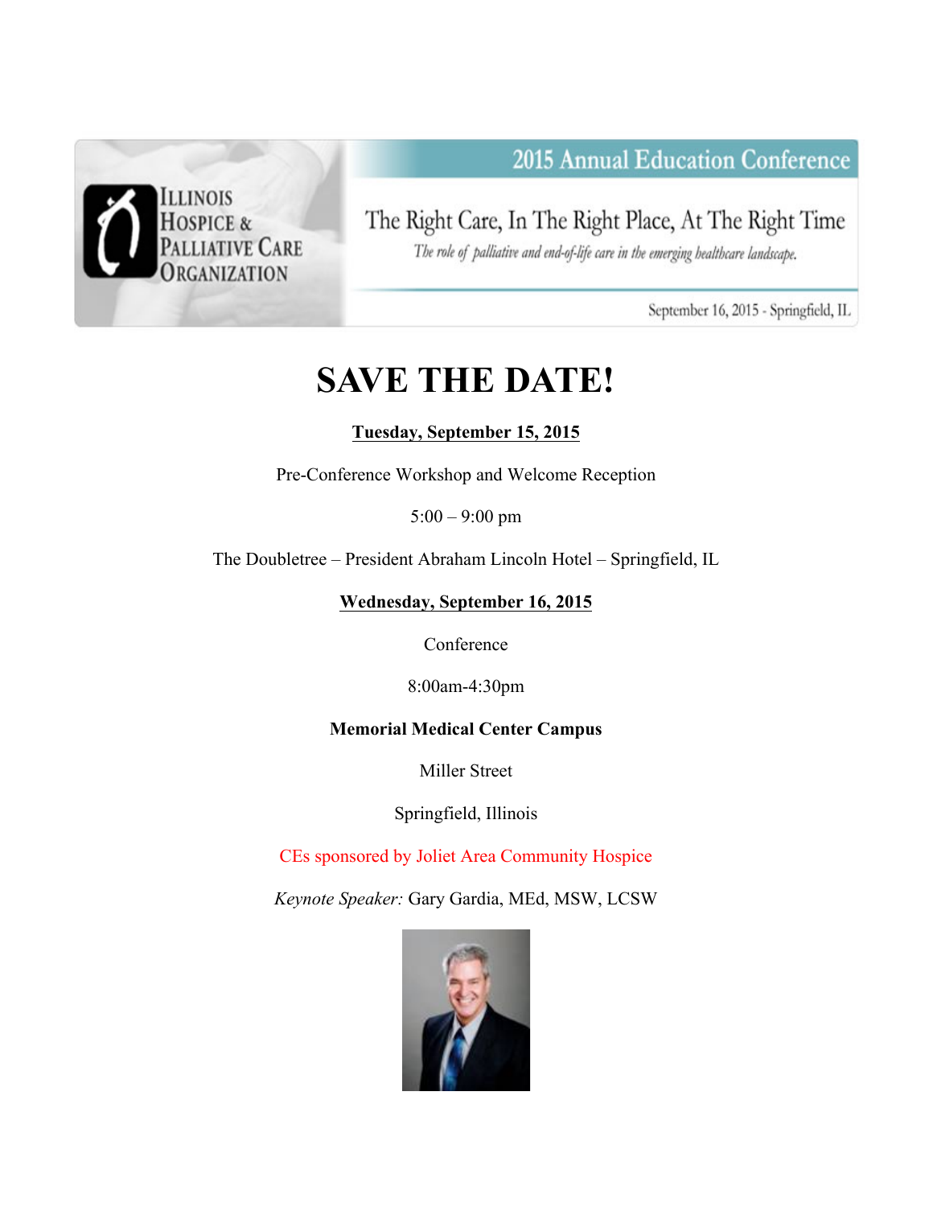Illinois Hospice & Palliative Care Organization

2015 Annual Education Conference

The Right Care, In The Right Place, At The Right Time

*The role of palliative and end-of-life care in the emerging healthcare landscape.*

September 16, 2015 - Springfield, IL

# SAVE THE DATE!

**Tuesday, September 15, 2015**

Pre-Conference Workshop and Welcome Reception

5:00 – 9:00 pm

The Doubletree – President Abraham Lincoln Hotel – Springfield, IL

**Wednesday, September 16, 2015**

Conference

8:00am-4:30pm

**Memorial Medical Center Campus**

Miller Street

Springfield, Illinois

CEs sponsored by Joliet Area Community Hospice

*Keynote Speaker:* Gary Gardia, MEd, MSW, LCSW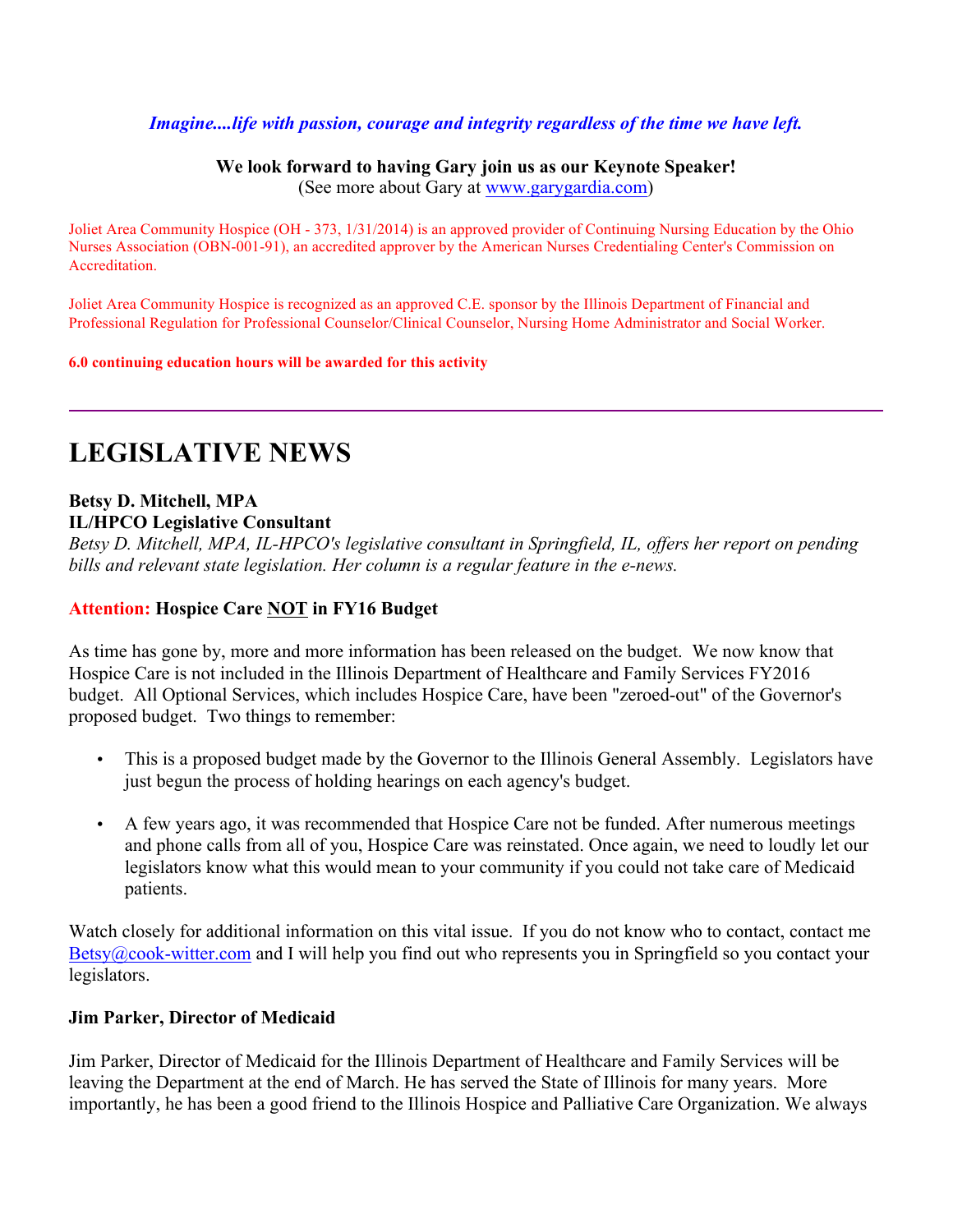*Imagine....life with passion, courage and integrity regardless of the time we have left.*

**We look forward to having Gary join us as our Keynote Speaker!**
(See more about Gary at www.garygardia.com)

Joliet Area Community Hospice (OH - 373, 1/31/2014) is an approved provider of Continuing Nursing Education by the Ohio Nurses Association (OBN-001-91), an accredited approver by the American Nurses Credentialing Center's Commission on Accreditation.

Joliet Area Community Hospice is recognized as an approved C.E. sponsor by the Illinois Department of Financial and Professional Regulation for Professional Counselor/Clinical Counselor, Nursing Home Administrator and Social Worker.

**6.0 continuing education hours will be awarded for this activity**

---

# LEGISLATIVE NEWS

**Betsy D. Mitchell, MPA**
**IL/HPCO Legislative Consultant**
*Betsy D. Mitchell, MPA, IL-HPCO's legislative consultant in Springfield, IL, offers her report on pending bills and relevant state legislation. Her column is a regular feature in the e-news.*

**Attention: Hospice Care NOT in FY16 Budget**

As time has gone by, more and more information has been released on the budget. We now know that Hospice Care is not included in the Illinois Department of Healthcare and Family Services FY2016 budget. All Optional Services, which includes Hospice Care, have been "zeroed-out" of the Governor's proposed budget. Two things to remember:

- This is a proposed budget made by the Governor to the Illinois General Assembly. Legislators have just begun the process of holding hearings on each agency's budget.
- A few years ago, it was recommended that Hospice Care not be funded. After numerous meetings and phone calls from all of you, Hospice Care was reinstated. Once again, we need to loudly let our legislators know what this would mean to your community if you could not take care of Medicaid patients.

Watch closely for additional information on this vital issue. If you do not know who to contact, contact me Betsy@cook-witter.com and I will help you find out who represents you in Springfield so you contact your legislators.

**Jim Parker, Director of Medicaid**

Jim Parker, Director of Medicaid for the Illinois Department of Healthcare and Family Services will be leaving the Department at the end of March. He has served the State of Illinois for many years. More importantly, he has been a good friend to the Illinois Hospice and Palliative Care Organization. We always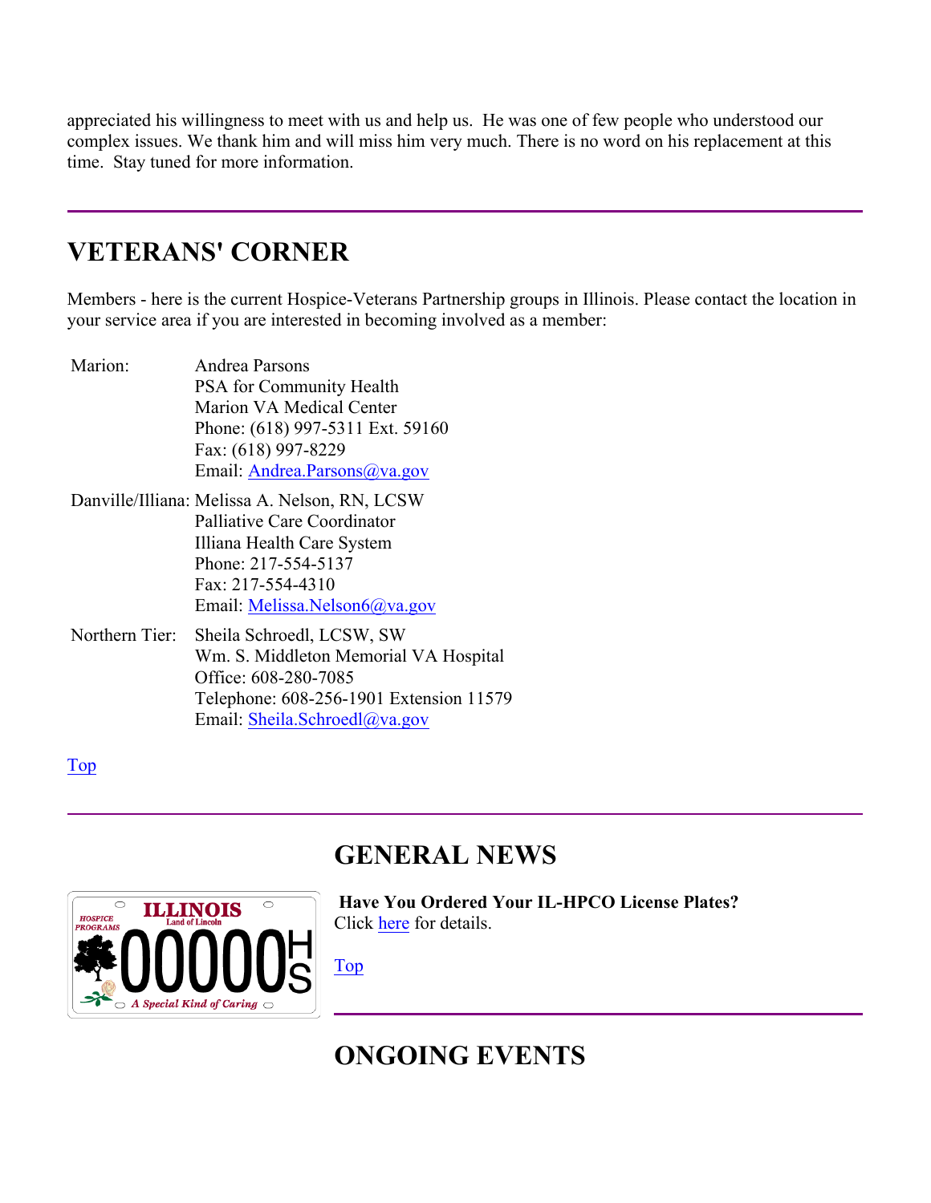appreciated his willingness to meet with us and help us. He was one of few people who understood our complex issues. We thank him and will miss him very much. There is no word on his replacement at this time. Stay tuned for more information.

---

## VETERANS' CORNER

Members - here is the current Hospice-Veterans Partnership groups in Illinois. Please contact the location in your service area if you are interested in becoming involved as a member:

| | |
|---|---|
| Marion: | Andrea Parsons<br>PSA for Community Health<br>Marion VA Medical Center<br>Phone: (618) 997-5311 Ext. 59160<br>Fax: (618) 997-8229<br>Email: Andrea.Parsons@va.gov |
| Danville/Illiana: | Melissa A. Nelson, RN, LCSW<br>Palliative Care Coordinator<br>Illiana Health Care System<br>Phone: 217-554-5137<br>Fax: 217-554-4310<br>Email: Melissa.Nelson6@va.gov |
| Northern Tier: | Sheila Schroedl, LCSW, SW<br>Wm. S. Middleton Memorial VA Hospital<br>Office: 608-280-7085<br>Telephone: 608-256-1901 Extension 11579<br>Email: Sheila.Schroedl@va.gov |

Top

---

## GENERAL NEWS

**Have You Ordered Your IL-HPCO License Plates?**
Click here for details.

Top

---

## ONGOING EVENTS